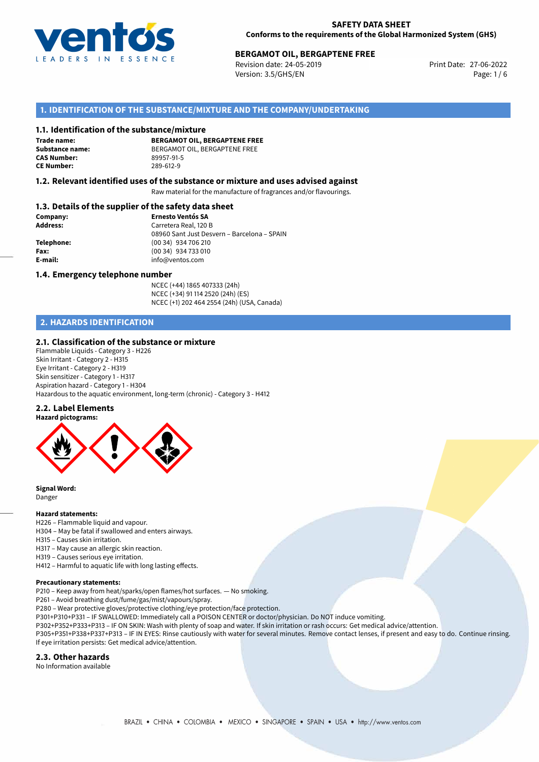**SAFETY DATA SHEET**
**Conforms to the requirements of the Global Harmonized System (GHS)**

**BERGAMOT OIL, BERGAPTENE FREE**
Revision date: 24-05-2019
Version: 3.5/GHS/EN
Print Date: 27-06-2022

## 1. IDENTIFICATION OF THE SUBSTANCE/MIXTURE AND THE COMPANY/UNDERTAKING

### 1.1. Identification of the substance/mixture

**Trade name:** **BERGAMOT OIL, BERGAPTENE FREE**
**Substance name:** BERGAMOT OIL, BERGAPTENE FREE
**CAS Number:** 89957-91-5
**CE Number:** 289-612-9

### 1.2. Relevant identified uses of the substance or mixture and uses advised against

Raw material for the manufacture of fragrances and/or flavourings.

### 1.3. Details of the supplier of the safety data sheet

**Company:** **Ernesto Ventós SA**
**Address:** Carretera Real, 120 B
08960 Sant Just Desvern – Barcelona – SPAIN
**Telephone:** (00 34) 934 706 210
**Fax:** (00 34) 934 733 010
**E-mail:** info@ventos.com

### 1.4. Emergency telephone number

NCEC (+44) 1865 407333 (24h)
NCEC (+34) 91 114 2520 (24h) (ES)
NCEC (+1) 202 464 2554 (24h) (USA, Canada)

## 2. HAZARDS IDENTIFICATION

### 2.1. Classification of the substance or mixture

Flammable Liquids - Category 3 - H226
Skin Irritant - Category 2 - H315
Eye Irritant - Category 2 - H319
Skin sensitizer - Category 1 - H317
Aspiration hazard - Category 1 - H304
Hazardous to the aquatic environment, long-term (chronic) - Category 3 - H412

### 2.2. Label Elements

**Hazard pictograms:**

**Signal Word:**
Danger

**Hazard statements:**
H226 – Flammable liquid and vapour.
H304 – May be fatal if swallowed and enters airways.
H315 – Causes skin irritation.
H317 – May cause an allergic skin reaction.
H319 – Causes serious eye irritation.
H412 – Harmful to aquatic life with long lasting effects.

**Precautionary statements:**
P210 – Keep away from heat/sparks/open flames/hot surfaces. — No smoking.
P261 – Avoid breathing dust/fume/gas/mist/vapours/spray.
P280 – Wear protective gloves/protective clothing/eye protection/face protection.
P301+P310+P331 – IF SWALLOWED: Immediately call a POISON CENTER or doctor/physician. Do NOT induce vomiting.
P302+P352+P333+P313 – IF ON SKIN: Wash with plenty of soap and water. If skin irritation or rash occurs: Get medical advice/attention.
P305+P351+P338+P337+P313 – IF IN EYES: Rinse cautiously with water for several minutes. Remove contact lenses, if present and easy to do. Continue rinsing. If eye irritation persists: Get medical advice/attention.

### 2.3. Other hazards

No Information available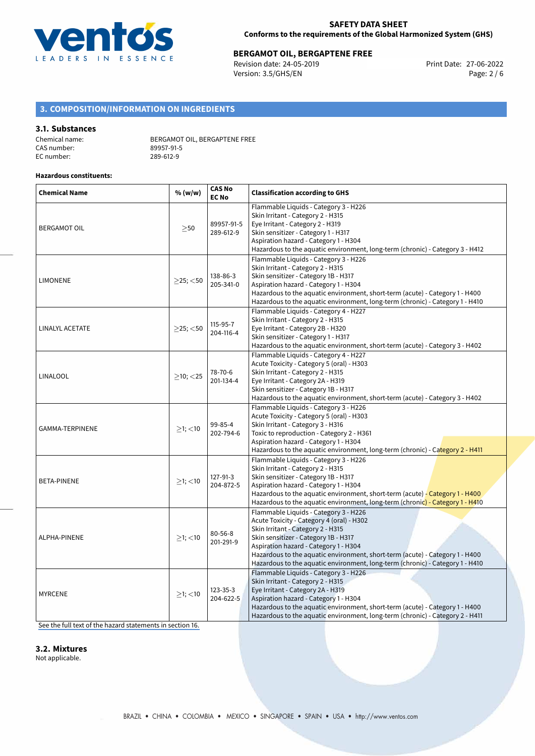## 3. COMPOSITION/INFORMATION ON INGREDIENTS

### 3.1. Substances

Chemical name: BERGAMOT OIL, BERGAPTENE FREE
CAS number: 89957-91-5
EC number: 289-612-9

**Hazardous constituents:**

| Chemical Name | % (w/w) | CAS No EC No | Classification according to GHS |
|---|---|---|---|
| BERGAMOT OIL | ≥50 | 89957-91-5 289-612-9 | Flammable Liquids - Category 3 - H226<br>Skin Irritant - Category 2 - H315<br>Eye Irritant - Category 2 - H319<br>Skin sensitizer - Category 1 - H317<br>Aspiration hazard - Category 1 - H304<br>Hazardous to the aquatic environment, long-term (chronic) - Category 3 - H412 |
| LIMONENE | ≥25; <50 | 138-86-3 205-341-0 | Flammable Liquids - Category 3 - H226<br>Skin Irritant - Category 2 - H315<br>Skin sensitizer - Category 1B - H317<br>Aspiration hazard - Category 1 - H304<br>Hazardous to the aquatic environment, short-term (acute) - Category 1 - H400<br>Hazardous to the aquatic environment, long-term (chronic) - Category 1 - H410 |
| LINALYL ACETATE | ≥25; <50 | 115-95-7 204-116-4 | Flammable Liquids - Category 4 - H227<br>Skin Irritant - Category 2 - H315<br>Eye Irritant - Category 2B - H320<br>Skin sensitizer - Category 1 - H317<br>Hazardous to the aquatic environment, short-term (acute) - Category 3 - H402 |
| LINALOOL | ≥10; <25 | 78-70-6 201-134-4 | Flammable Liquids - Category 4 - H227<br>Acute Toxicity - Category 5 (oral) - H303<br>Skin Irritant - Category 2 - H315<br>Eye Irritant - Category 2A - H319<br>Skin sensitizer - Category 1B - H317<br>Hazardous to the aquatic environment, short-term (acute) - Category 3 - H402 |
| GAMMA-TERPINENE | ≥1; <10 | 99-85-4 202-794-6 | Flammable Liquids - Category 3 - H226<br>Acute Toxicity - Category 5 (oral) - H303<br>Skin Irritant - Category 3 - H316<br>Toxic to reproduction - Category 2 - H361<br>Aspiration hazard - Category 1 - H304<br>Hazardous to the aquatic environment, long-term (chronic) - Category 2 - H411 |
| BETA-PINENE | ≥1; <10 | 127-91-3 204-872-5 | Flammable Liquids - Category 3 - H226<br>Skin Irritant - Category 2 - H315<br>Skin sensitizer - Category 1B - H317<br>Aspiration hazard - Category 1 - H304<br>Hazardous to the aquatic environment, short-term (acute) - Category 1 - H400<br>Hazardous to the aquatic environment, long-term (chronic) - Category 1 - H410 |
| ALPHA-PINENE | ≥1; <10 | 80-56-8 201-291-9 | Flammable Liquids - Category 3 - H226<br>Acute Toxicity - Category 4 (oral) - H302<br>Skin Irritant - Category 2 - H315<br>Skin sensitizer - Category 1B - H317<br>Aspiration hazard - Category 1 - H304<br>Hazardous to the aquatic environment, short-term (acute) - Category 1 - H400<br>Hazardous to the aquatic environment, long-term (chronic) - Category 1 - H410 |
| MYRCENE | ≥1; <10 | 123-35-3 204-622-5 | Flammable Liquids - Category 3 - H226<br>Skin Irritant - Category 2 - H315<br>Eye Irritant - Category 2A - H319<br>Aspiration hazard - Category 1 - H304<br>Hazardous to the aquatic environment, short-term (acute) - Category 1 - H400<br>Hazardous to the aquatic environment, long-term (chronic) - Category 2 - H411 |

See the full text of the hazard statements in section 16.

### 3.2. Mixtures

Not applicable.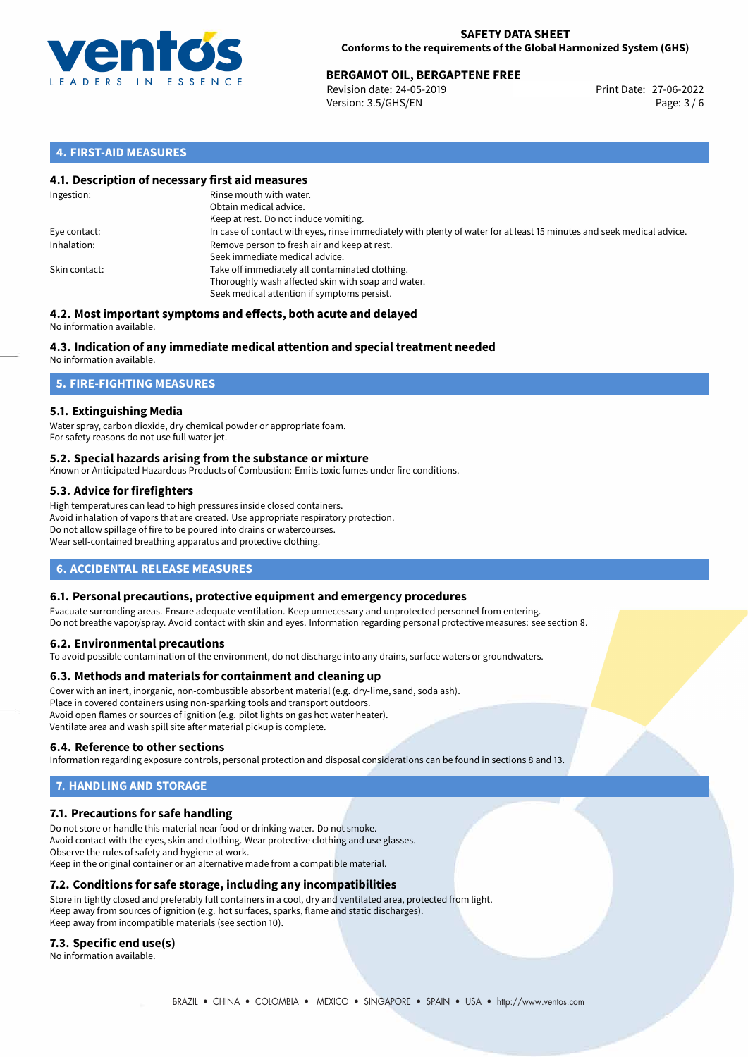## 4. FIRST-AID MEASURES

### 4.1. Description of necessary first aid measures

| | |
|---|---|
| Ingestion: | Rinse mouth with water.<br>Obtain medical advice.<br>Keep at rest. Do not induce vomiting. |
| Eye contact: | In case of contact with eyes, rinse immediately with plenty of water for at least 15 minutes and seek medical advice. |
| Inhalation: | Remove person to fresh air and keep at rest.<br>Seek immediate medical advice. |
| Skin contact: | Take off immediately all contaminated clothing.<br>Thoroughly wash affected skin with soap and water.<br>Seek medical attention if symptoms persist. |

### 4.2. Most important symptoms and effects, both acute and delayed

No information available.

### 4.3. Indication of any immediate medical attention and special treatment needed

No information available.

## 5. FIRE-FIGHTING MEASURES

### 5.1. Extinguishing Media

Water spray, carbon dioxide, dry chemical powder or appropriate foam.
For safety reasons do not use full water jet.

### 5.2. Special hazards arising from the substance or mixture

Known or Anticipated Hazardous Products of Combustion: Emits toxic fumes under fire conditions.

### 5.3. Advice for firefighters

High temperatures can lead to high pressures inside closed containers.
Avoid inhalation of vapors that are created. Use appropriate respiratory protection.
Do not allow spillage of fire to be poured into drains or watercourses.
Wear self-contained breathing apparatus and protective clothing.

## 6. ACCIDENTAL RELEASE MEASURES

### 6.1. Personal precautions, protective equipment and emergency procedures

Evacuate surronding areas. Ensure adequate ventilation. Keep unnecessary and unprotected personnel from entering.
Do not breathe vapor/spray. Avoid contact with skin and eyes. Information regarding personal protective measures: see section 8.

### 6.2. Environmental precautions

To avoid possible contamination of the environment, do not discharge into any drains, surface waters or groundwaters.

### 6.3. Methods and materials for containment and cleaning up

Cover with an inert, inorganic, non-combustible absorbent material (e.g. dry-lime, sand, soda ash).
Place in covered containers using non-sparking tools and transport outdoors.
Avoid open flames or sources of ignition (e.g. pilot lights on gas hot water heater).
Ventilate area and wash spill site after material pickup is complete.

### 6.4. Reference to other sections

Information regarding exposure controls, personal protection and disposal considerations can be found in sections 8 and 13.

## 7. HANDLING AND STORAGE

### 7.1. Precautions for safe handling

Do not store or handle this material near food or drinking water. Do not smoke.
Avoid contact with the eyes, skin and clothing. Wear protective clothing and use glasses.
Observe the rules of safety and hygiene at work.
Keep in the original container or an alternative made from a compatible material.

### 7.2. Conditions for safe storage, including any incompatibilities

Store in tightly closed and preferably full containers in a cool, dry and ventilated area, protected from light.
Keep away from sources of ignition (e.g. hot surfaces, sparks, flame and static discharges).
Keep away from incompatible materials (see section 10).

### 7.3. Specific end use(s)

No information available.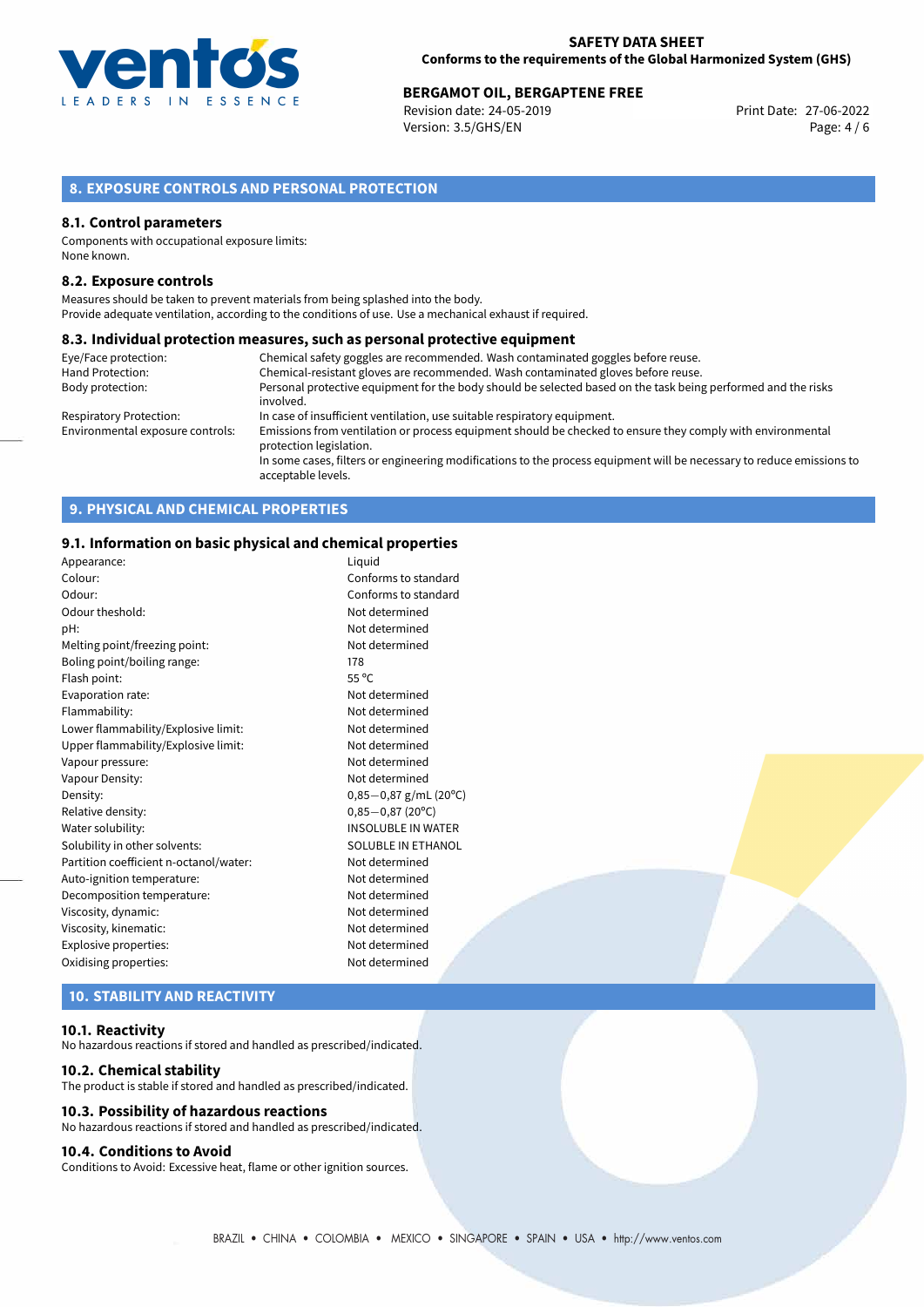## 8. EXPOSURE CONTROLS AND PERSONAL PROTECTION

### 8.1. Control parameters

Components with occupational exposure limits:
None known.

### 8.2. Exposure controls

Measures should be taken to prevent materials from being splashed into the body.
Provide adequate ventilation, according to the conditions of use. Use a mechanical exhaust if required.

### 8.3. Individual protection measures, such as personal protective equipment

| | |
|---|---|
| Eye/Face protection: | Chemical safety goggles are recommended. Wash contaminated goggles before reuse. |
| Hand Protection: | Chemical-resistant gloves are recommended. Wash contaminated gloves before reuse. |
| Body protection: | Personal protective equipment for the body should be selected based on the task being performed and the risks involved. |
| Respiratory Protection: | In case of insufficient ventilation, use suitable respiratory equipment. |
| Environmental exposure controls: | Emissions from ventilation or process equipment should be checked to ensure they comply with environmental protection legislation. In some cases, filters or engineering modifications to the process equipment will be necessary to reduce emissions to acceptable levels. |

## 9. PHYSICAL AND CHEMICAL PROPERTIES

### 9.1. Information on basic physical and chemical properties

| | |
|---|---|
| Appearance: | Liquid |
| Colour: | Conforms to standard |
| Odour: | Conforms to standard |
| Odour theshold: | Not determined |
| pH: | Not determined |
| Melting point/freezing point: | Not determined |
| Boling point/boiling range: | 178 |
| Flash point: | 55 °C |
| Evaporation rate: | Not determined |
| Flammability: | Not determined |
| Lower flammability/Explosive limit: | Not determined |
| Upper flammability/Explosive limit: | Not determined |
| Vapour pressure: | Not determined |
| Vapour Density: | Not determined |
| Density: | 0,85−0,87 g/mL (20°C) |
| Relative density: | 0,85−0,87 (20°C) |
| Water solubility: | INSOLUBLE IN WATER |
| Solubility in other solvents: | SOLUBLE IN ETHANOL |
| Partition coefficient n-octanol/water: | Not determined |
| Auto-ignition temperature: | Not determined |
| Decomposition temperature: | Not determined |
| Viscosity, dynamic: | Not determined |
| Viscosity, kinematic: | Not determined |
| Explosive properties: | Not determined |
| Oxidising properties: | Not determined |

## 10. STABILITY AND REACTIVITY

### 10.1. Reactivity

No hazardous reactions if stored and handled as prescribed/indicated.

### 10.2. Chemical stability

The product is stable if stored and handled as prescribed/indicated.

### 10.3. Possibility of hazardous reactions

No hazardous reactions if stored and handled as prescribed/indicated.

### 10.4. Conditions to Avoid

Conditions to Avoid: Excessive heat, flame or other ignition sources.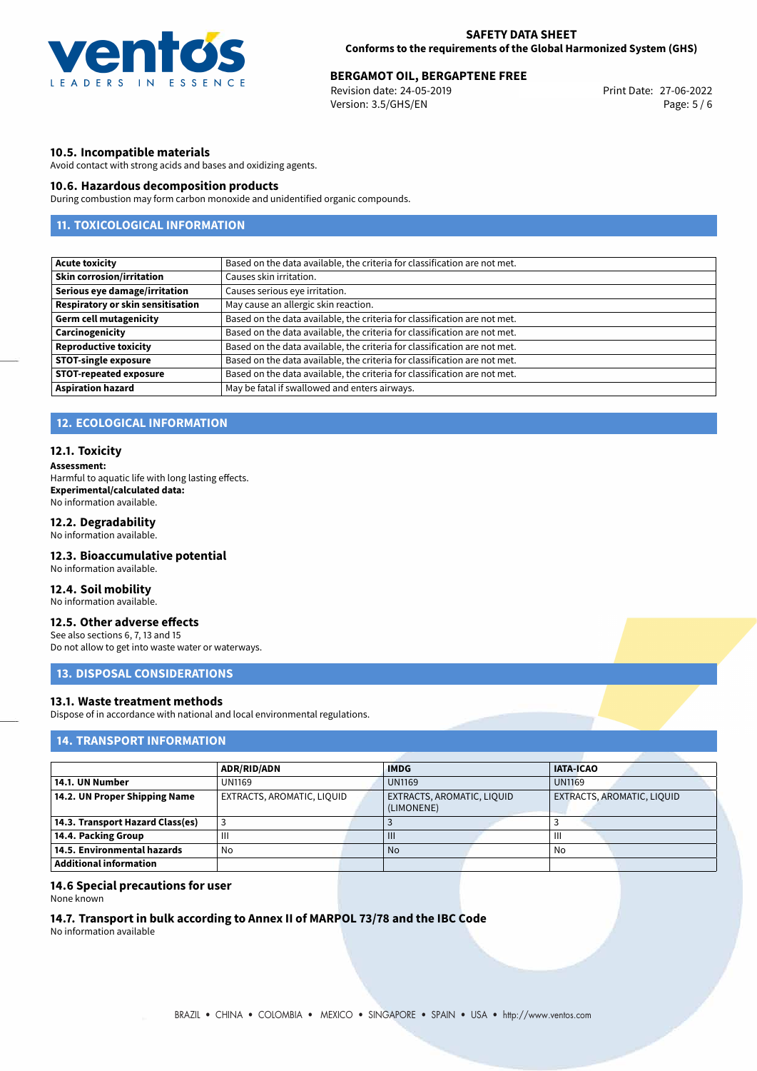### 10.5. Incompatible materials

Avoid contact with strong acids and bases and oxidizing agents.

### 10.6. Hazardous decomposition products

During combustion may form carbon monoxide and unidentified organic compounds.

## 11. TOXICOLOGICAL INFORMATION

| | |
|---|---|
| **Acute toxicity** | Based on the data available, the criteria for classification are not met. |
| **Skin corrosion/irritation** | Causes skin irritation. |
| **Serious eye damage/irritation** | Causes serious eye irritation. |
| **Respiratory or skin sensitisation** | May cause an allergic skin reaction. |
| **Germ cell mutagenicity** | Based on the data available, the criteria for classification are not met. |
| **Carcinogenicity** | Based on the data available, the criteria for classification are not met. |
| **Reproductive toxicity** | Based on the data available, the criteria for classification are not met. |
| **STOT-single exposure** | Based on the data available, the criteria for classification are not met. |
| **STOT-repeated exposure** | Based on the data available, the criteria for classification are not met. |
| **Aspiration hazard** | May be fatal if swallowed and enters airways. |

## 12. ECOLOGICAL INFORMATION

### 12.1. Toxicity

**Assessment:**
Harmful to aquatic life with long lasting effects.
**Experimental/calculated data:**
No information available.

### 12.2. Degradability

No information available.

### 12.3. Bioaccumulative potential

No information available.

### 12.4. Soil mobility

No information available.

### 12.5. Other adverse effects

See also sections 6, 7, 13 and 15
Do not allow to get into waste water or waterways.

## 13. DISPOSAL CONSIDERATIONS

### 13.1. Waste treatment methods

Dispose of in accordance with national and local environmental regulations.

## 14. TRANSPORT INFORMATION

| | ADR/RID/ADN | IMDG | IATA-ICAO |
|---|---|---|---|
| **14.1. UN Number** | UN1169 | UN1169 | UN1169 |
| **14.2. UN Proper Shipping Name** | EXTRACTS, AROMATIC, LIQUID | EXTRACTS, AROMATIC, LIQUID (LIMONENE) | EXTRACTS, AROMATIC, LIQUID |
| **14.3. Transport Hazard Class(es)** | 3 | 3 | 3 |
| **14.4. Packing Group** | III | III | III |
| **14.5. Environmental hazards** | No | No | No |
| **Additional information** | | | |

### 14.6 Special precautions for user

None known

### 14.7. Transport in bulk according to Annex II of MARPOL 73/78 and the IBC Code

No information available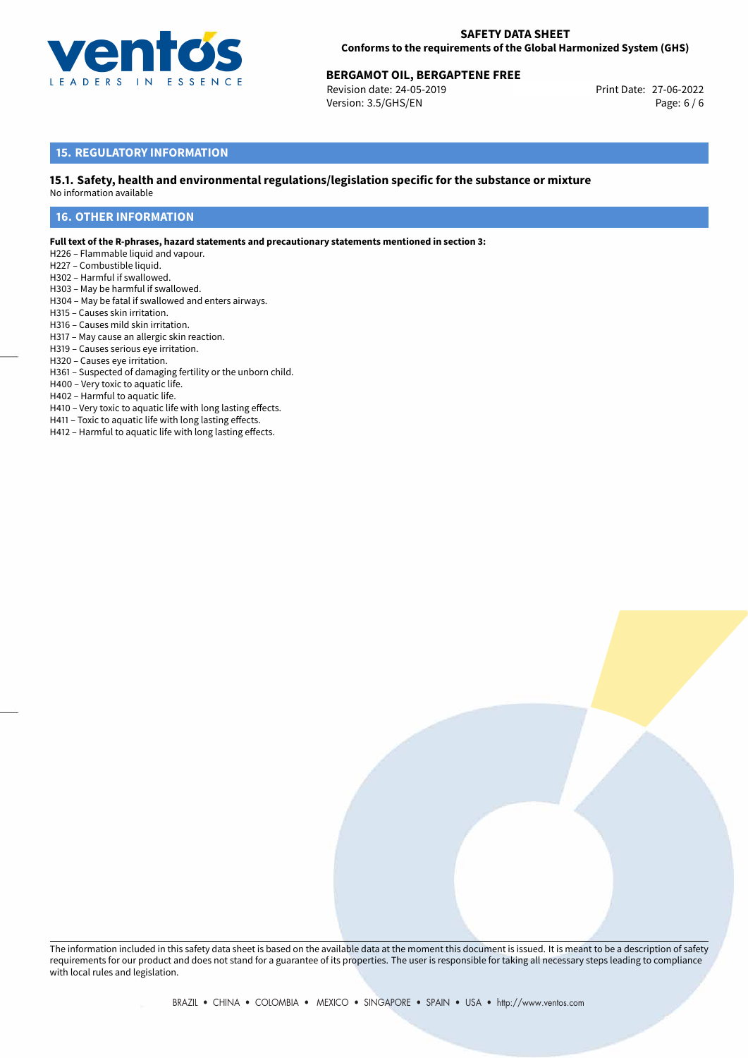## 15. REGULATORY INFORMATION

### 15.1. Safety, health and environmental regulations/legislation specific for the substance or mixture

No information available

## 16. OTHER INFORMATION

**Full text of the R-phrases, hazard statements and precautionary statements mentioned in section 3:**

H226 – Flammable liquid and vapour.
H227 – Combustible liquid.
H302 – Harmful if swallowed.
H303 – May be harmful if swallowed.
H304 – May be fatal if swallowed and enters airways.
H315 – Causes skin irritation.
H316 – Causes mild skin irritation.
H317 – May cause an allergic skin reaction.
H319 – Causes serious eye irritation.
H320 – Causes eye irritation.
H361 – Suspected of damaging fertility or the unborn child.
H400 – Very toxic to aquatic life.
H402 – Harmful to aquatic life.
H410 – Very toxic to aquatic life with long lasting effects.
H411 – Toxic to aquatic life with long lasting effects.
H412 – Harmful to aquatic life with long lasting effects.

The information included in this safety data sheet is based on the available data at the moment this document is issued. It is meant to be a description of safety requirements for our product and does not stand for a guarantee of its properties. The user is responsible for taking all necessary steps leading to compliance with local rules and legislation.

BRAZIL • CHINA • COLOMBIA • MEXICO • SINGAPORE • SPAIN • USA • http://www.ventos.com